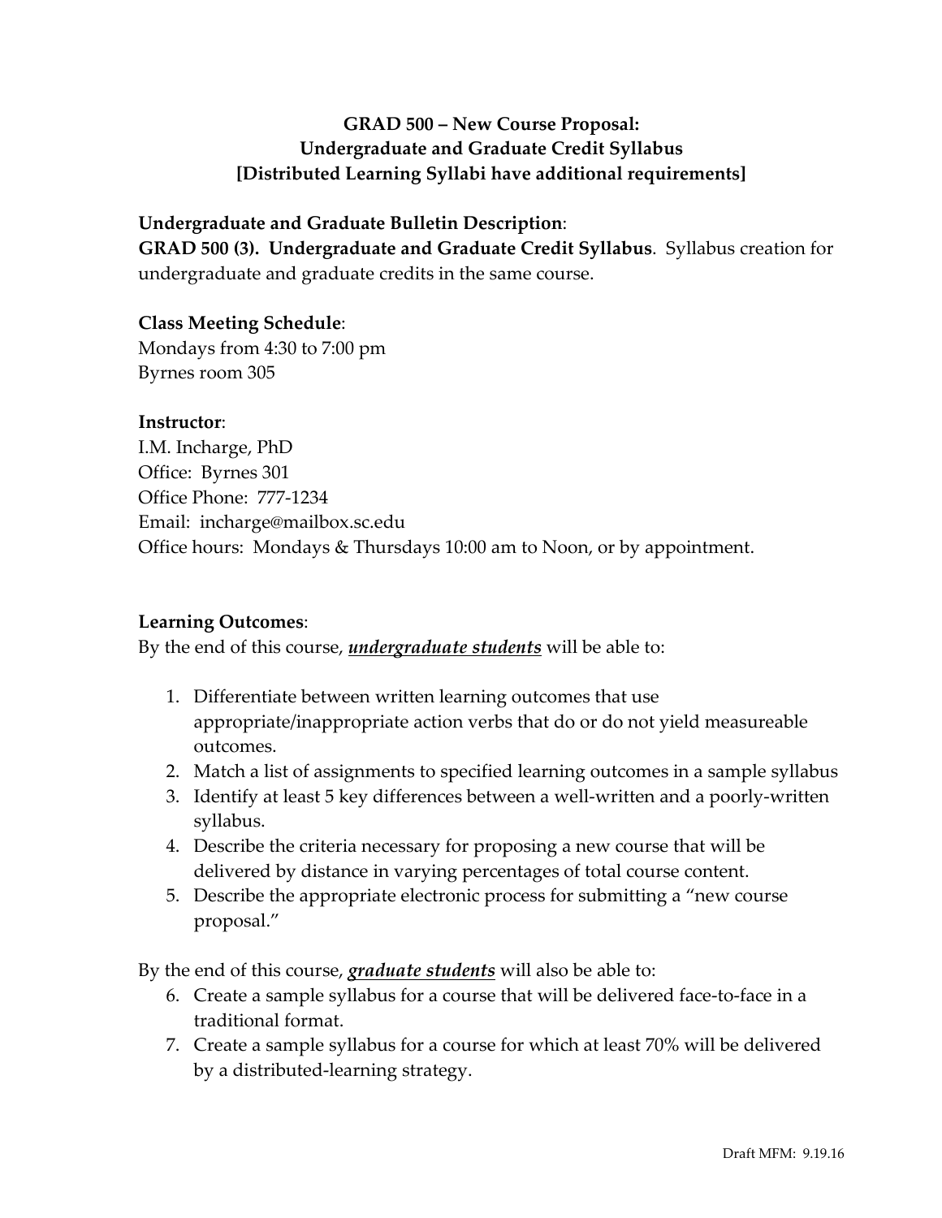**GRAD 500 – New Course Proposal:**
**Undergraduate and Graduate Credit Syllabus**
**[Distributed Learning Syllabi have additional requirements]**

**Undergraduate and Graduate Bulletin Description**:
**GRAD 500 (3). Undergraduate and Graduate Credit Syllabus**. Syllabus creation for undergraduate and graduate credits in the same course.

**Class Meeting Schedule**:
Mondays from 4:30 to 7:00 pm
Byrnes room 305

**Instructor**:
I.M. Incharge, PhD
Office: Byrnes 301
Office Phone: 777-1234
Email: incharge@mailbox.sc.edu
Office hours: Mondays & Thursdays 10:00 am to Noon, or by appointment.

**Learning Outcomes**:
By the end of this course, ***undergraduate students*** will be able to:

1. Differentiate between written learning outcomes that use appropriate/inappropriate action verbs that do or do not yield measureable outcomes.
2. Match a list of assignments to specified learning outcomes in a sample syllabus
3. Identify at least 5 key differences between a well-written and a poorly-written syllabus.
4. Describe the criteria necessary for proposing a new course that will be delivered by distance in varying percentages of total course content.
5. Describe the appropriate electronic process for submitting a "new course proposal."

By the end of this course, ***graduate students*** will also be able to:

6. Create a sample syllabus for a course that will be delivered face-to-face in a traditional format.
7. Create a sample syllabus for a course for which at least 70% will be delivered by a distributed-learning strategy.

Draft MFM: 9.19.16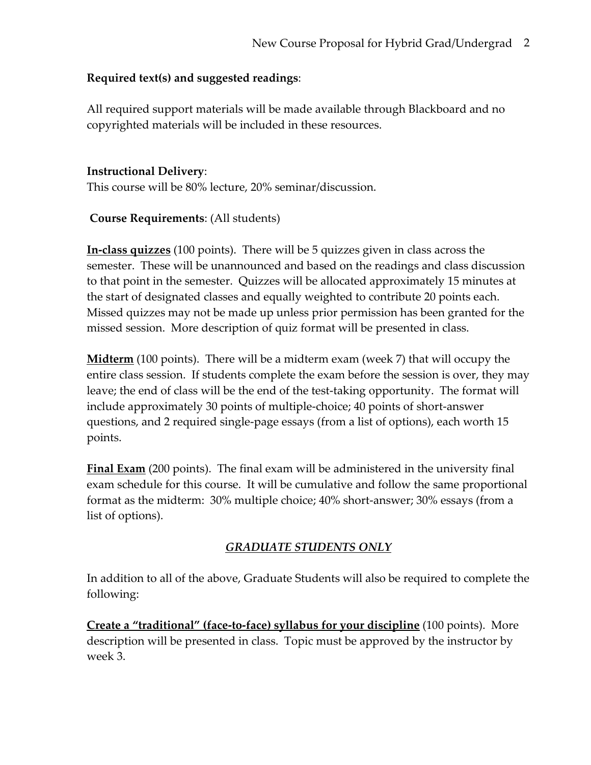**Required text(s) and suggested readings**:

All required support materials will be made available through Blackboard and no copyrighted materials will be included in these resources.

**Instructional Delivery**:
This course will be 80% lecture, 20% seminar/discussion.

**Course Requirements**: (All students)

**<u>In-class quizzes</u>** (100 points). There will be 5 quizzes given in class across the semester. These will be unannounced and based on the readings and class discussion to that point in the semester. Quizzes will be allocated approximately 15 minutes at the start of designated classes and equally weighted to contribute 20 points each. Missed quizzes may not be made up unless prior permission has been granted for the missed session. More description of quiz format will be presented in class.

**<u>Midterm</u>** (100 points). There will be a midterm exam (week 7) that will occupy the entire class session. If students complete the exam before the session is over, they may leave; the end of class will be the end of the test-taking opportunity. The format will include approximately 30 points of multiple-choice; 40 points of short-answer questions, and 2 required single-page essays (from a list of options), each worth 15 points.

**<u>Final Exam</u>** (200 points). The final exam will be administered in the university final exam schedule for this course. It will be cumulative and follow the same proportional format as the midterm: 30% multiple choice; 40% short-answer; 30% essays (from a list of options).

***<u>GRADUATE STUDENTS ONLY</u>***

In addition to all of the above, Graduate Students will also be required to complete the following:

**<u>Create a "traditional" (face-to-face) syllabus for your discipline</u>** (100 points). More description will be presented in class. Topic must be approved by the instructor by week 3.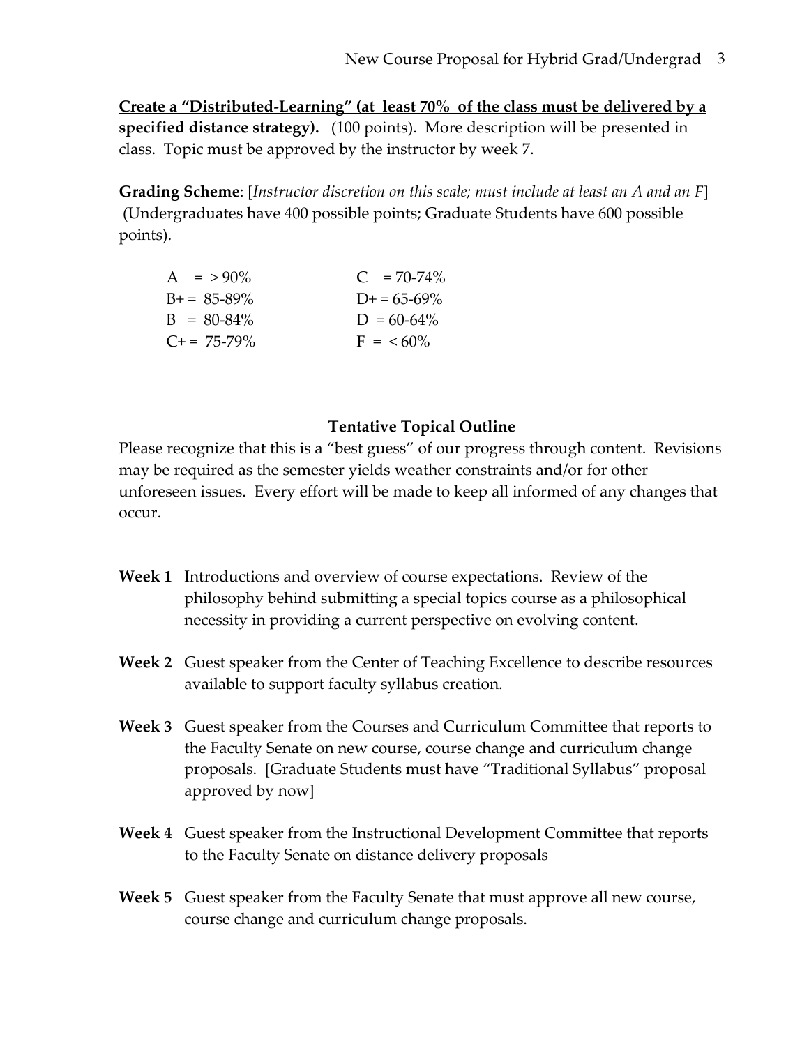**<u>Create a "Distributed-Learning" (at least 70% of the class must be delivered by a specified distance strategy).</u>** (100 points). More description will be presented in class. Topic must be approved by the instructor by week 7.

**Grading Scheme**: [*Instructor discretion on this scale; must include at least an A and an F*] (Undergraduates have 400 possible points; Graduate Students have 600 possible points).

| | |
|---|---|
| A = ≥ 90% | C = 70-74% |
| B+ = 85-89% | D+ = 65-69% |
| B = 80-84% | D = 60-64% |
| C+ = 75-79% | F = < 60% |

## Tentative Topical Outline

Please recognize that this is a "best guess" of our progress through content. Revisions may be required as the semester yields weather constraints and/or for other unforeseen issues. Every effort will be made to keep all informed of any changes that occur.

**Week 1** Introductions and overview of course expectations. Review of the philosophy behind submitting a special topics course as a philosophical necessity in providing a current perspective on evolving content.

**Week 2** Guest speaker from the Center of Teaching Excellence to describe resources available to support faculty syllabus creation.

**Week 3** Guest speaker from the Courses and Curriculum Committee that reports to the Faculty Senate on new course, course change and curriculum change proposals. [Graduate Students must have "Traditional Syllabus" proposal approved by now]

**Week 4** Guest speaker from the Instructional Development Committee that reports to the Faculty Senate on distance delivery proposals

**Week 5** Guest speaker from the Faculty Senate that must approve all new course, course change and curriculum change proposals.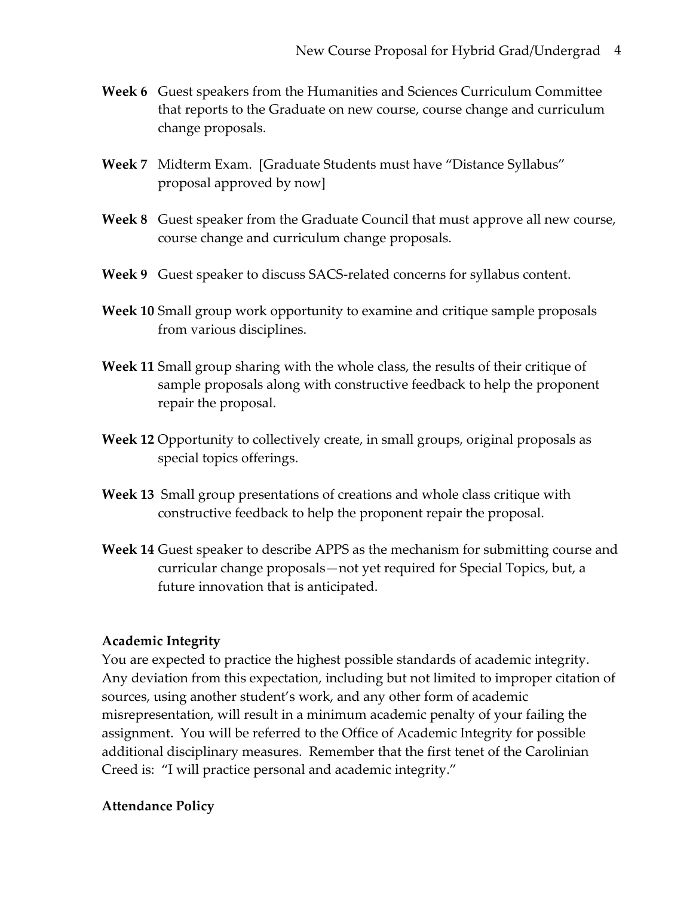**Week 6** Guest speakers from the Humanities and Sciences Curriculum Committee that reports to the Graduate on new course, course change and curriculum change proposals.

**Week 7** Midterm Exam. [Graduate Students must have "Distance Syllabus" proposal approved by now]

**Week 8** Guest speaker from the Graduate Council that must approve all new course, course change and curriculum change proposals.

**Week 9** Guest speaker to discuss SACS-related concerns for syllabus content.

**Week 10** Small group work opportunity to examine and critique sample proposals from various disciplines.

**Week 11** Small group sharing with the whole class, the results of their critique of sample proposals along with constructive feedback to help the proponent repair the proposal.

**Week 12** Opportunity to collectively create, in small groups, original proposals as special topics offerings.

**Week 13** Small group presentations of creations and whole class critique with constructive feedback to help the proponent repair the proposal.

**Week 14** Guest speaker to describe APPS as the mechanism for submitting course and curricular change proposals—not yet required for Special Topics, but, a future innovation that is anticipated.

**Academic Integrity**

You are expected to practice the highest possible standards of academic integrity. Any deviation from this expectation, including but not limited to improper citation of sources, using another student's work, and any other form of academic misrepresentation, will result in a minimum academic penalty of your failing the assignment. You will be referred to the Office of Academic Integrity for possible additional disciplinary measures. Remember that the first tenet of the Carolinian Creed is: "I will practice personal and academic integrity."

**Attendance Policy**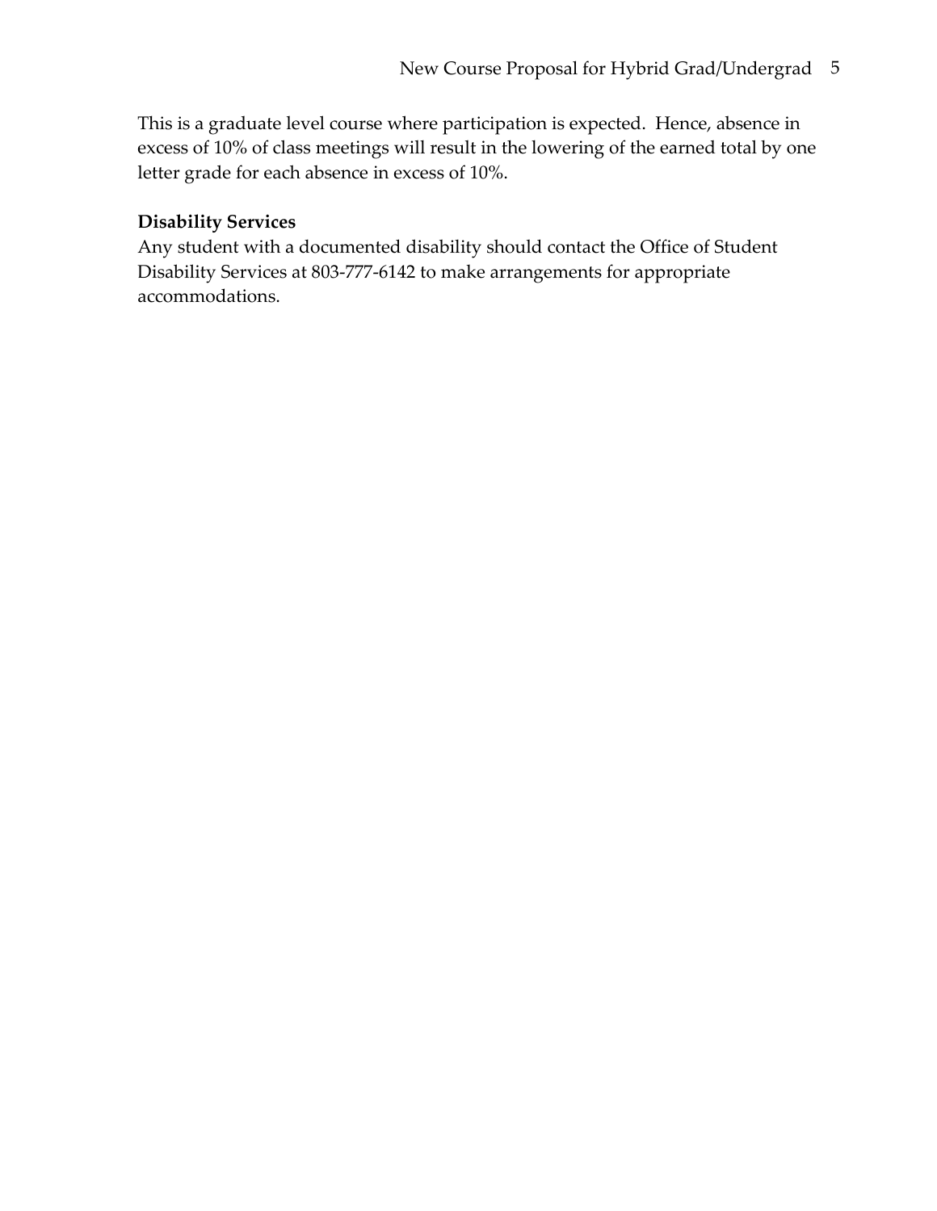This is a graduate level course where participation is expected. Hence, absence in excess of 10% of class meetings will result in the lowering of the earned total by one letter grade for each absence in excess of 10%.

**Disability Services**

Any student with a documented disability should contact the Office of Student Disability Services at 803-777-6142 to make arrangements for appropriate accommodations.